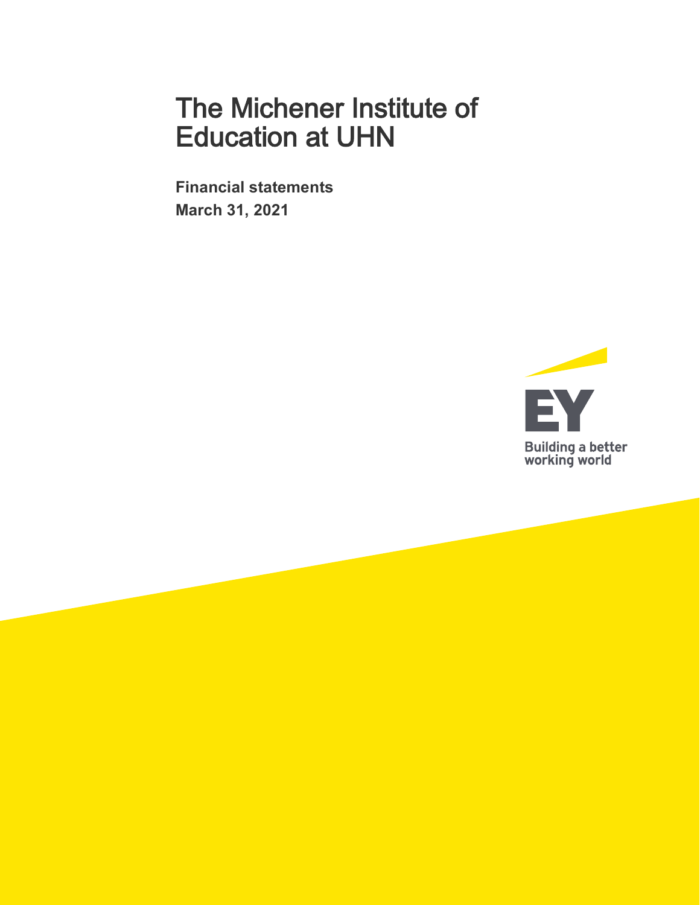# The Michener Institute of Education at UHN

**Financial statements**

**March 31, 2021**

EY

Building a better working world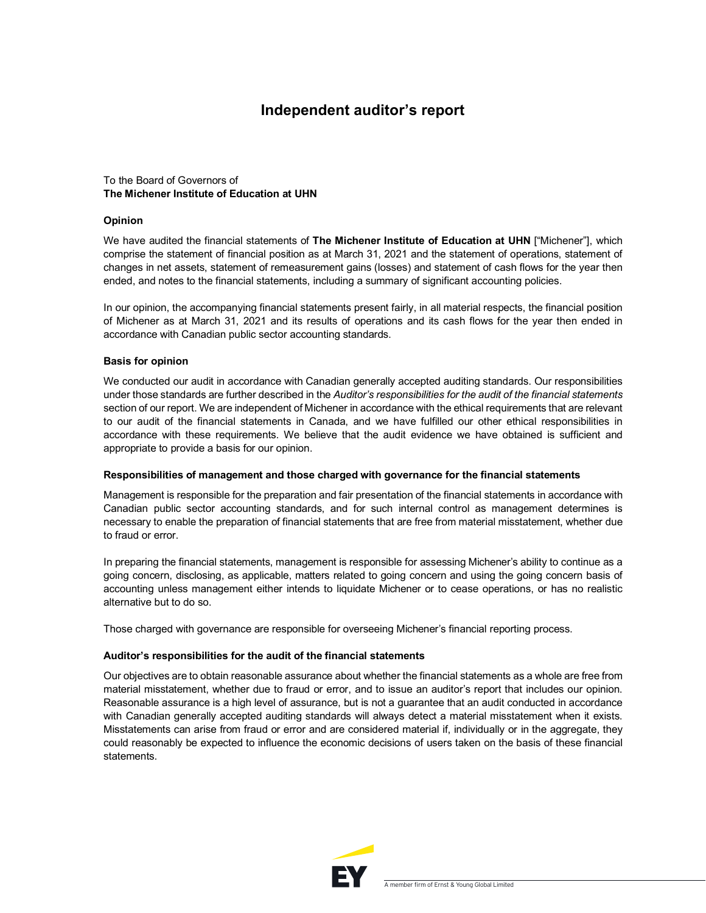# Independent auditor's report

To the Board of Governors of
**The Michener Institute of Education at UHN**

### Opinion

We have audited the financial statements of **The Michener Institute of Education at UHN** ["Michener"], which comprise the statement of financial position as at March 31, 2021 and the statement of operations, statement of changes in net assets, statement of remeasurement gains (losses) and statement of cash flows for the year then ended, and notes to the financial statements, including a summary of significant accounting policies.

In our opinion, the accompanying financial statements present fairly, in all material respects, the financial position of Michener as at March 31, 2021 and its results of operations and its cash flows for the year then ended in accordance with Canadian public sector accounting standards.

### Basis for opinion

We conducted our audit in accordance with Canadian generally accepted auditing standards. Our responsibilities under those standards are further described in the *Auditor's responsibilities for the audit of the financial statements* section of our report. We are independent of Michener in accordance with the ethical requirements that are relevant to our audit of the financial statements in Canada, and we have fulfilled our other ethical responsibilities in accordance with these requirements. We believe that the audit evidence we have obtained is sufficient and appropriate to provide a basis for our opinion.

### Responsibilities of management and those charged with governance for the financial statements

Management is responsible for the preparation and fair presentation of the financial statements in accordance with Canadian public sector accounting standards, and for such internal control as management determines is necessary to enable the preparation of financial statements that are free from material misstatement, whether due to fraud or error.

In preparing the financial statements, management is responsible for assessing Michener's ability to continue as a going concern, disclosing, as applicable, matters related to going concern and using the going concern basis of accounting unless management either intends to liquidate Michener or to cease operations, or has no realistic alternative but to do so.

Those charged with governance are responsible for overseeing Michener's financial reporting process.

### Auditor's responsibilities for the audit of the financial statements

Our objectives are to obtain reasonable assurance about whether the financial statements as a whole are free from material misstatement, whether due to fraud or error, and to issue an auditor's report that includes our opinion. Reasonable assurance is a high level of assurance, but is not a guarantee that an audit conducted in accordance with Canadian generally accepted auditing standards will always detect a material misstatement when it exists. Misstatements can arise from fraud or error and are considered material if, individually or in the aggregate, they could reasonably be expected to influence the economic decisions of users taken on the basis of these financial statements.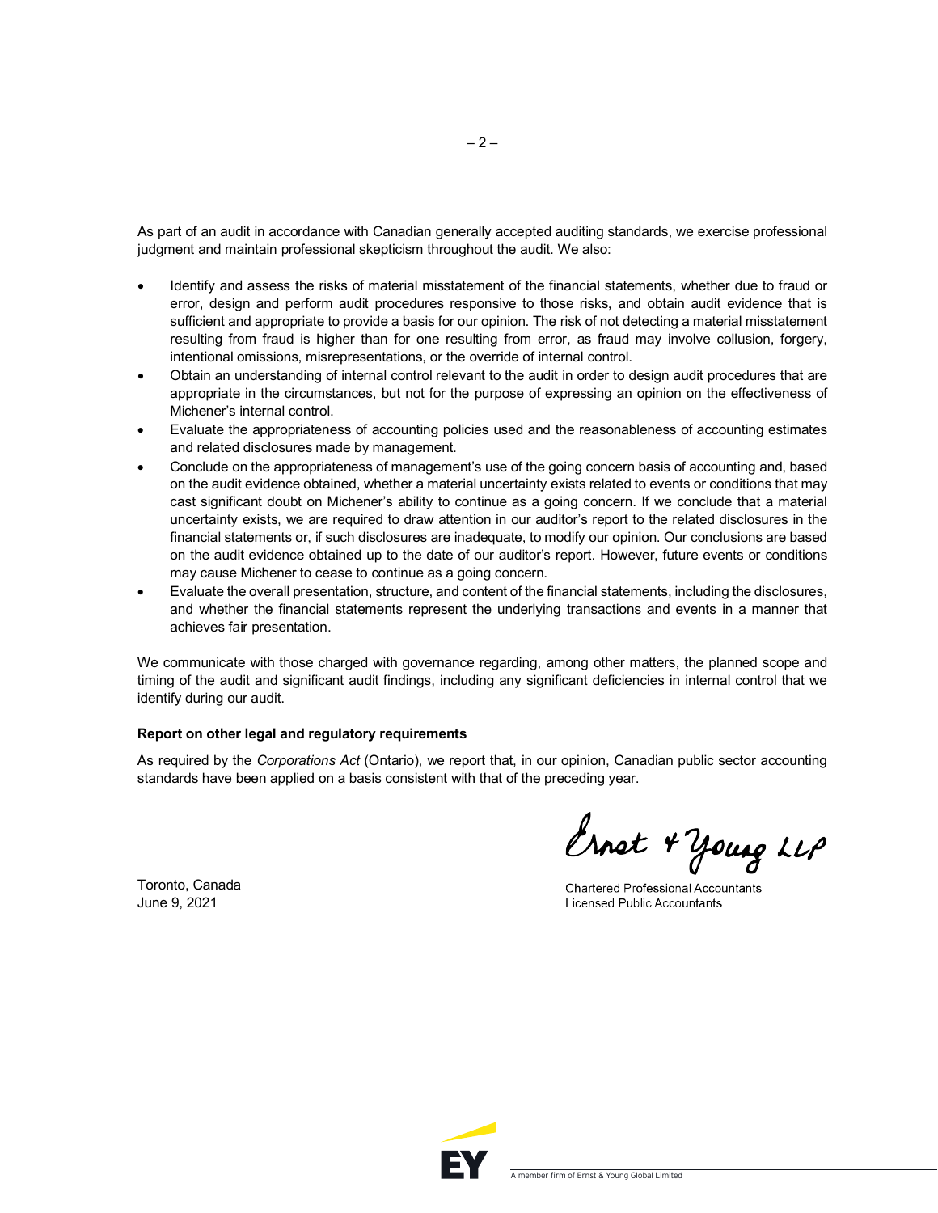As part of an audit in accordance with Canadian generally accepted auditing standards, we exercise professional judgment and maintain professional skepticism throughout the audit. We also:

- Identify and assess the risks of material misstatement of the financial statements, whether due to fraud or error, design and perform audit procedures responsive to those risks, and obtain audit evidence that is sufficient and appropriate to provide a basis for our opinion. The risk of not detecting a material misstatement resulting from fraud is higher than for one resulting from error, as fraud may involve collusion, forgery, intentional omissions, misrepresentations, or the override of internal control.
- Obtain an understanding of internal control relevant to the audit in order to design audit procedures that are appropriate in the circumstances, but not for the purpose of expressing an opinion on the effectiveness of Michener's internal control.
- Evaluate the appropriateness of accounting policies used and the reasonableness of accounting estimates and related disclosures made by management.
- Conclude on the appropriateness of management's use of the going concern basis of accounting and, based on the audit evidence obtained, whether a material uncertainty exists related to events or conditions that may cast significant doubt on Michener's ability to continue as a going concern. If we conclude that a material uncertainty exists, we are required to draw attention in our auditor's report to the related disclosures in the financial statements or, if such disclosures are inadequate, to modify our opinion. Our conclusions are based on the audit evidence obtained up to the date of our auditor's report. However, future events or conditions may cause Michener to cease to continue as a going concern.
- Evaluate the overall presentation, structure, and content of the financial statements, including the disclosures, and whether the financial statements represent the underlying transactions and events in a manner that achieves fair presentation.

We communicate with those charged with governance regarding, among other matters, the planned scope and timing of the audit and significant audit findings, including any significant deficiencies in internal control that we identify during our audit.

**Report on other legal and regulatory requirements**

As required by the *Corporations Act* (Ontario), we report that, in our opinion, Canadian public sector accounting standards have been applied on a basis consistent with that of the preceding year.

Ernst & Young LLP

Chartered Professional Accountants
Licensed Public Accountants

Toronto, Canada
June 9, 2021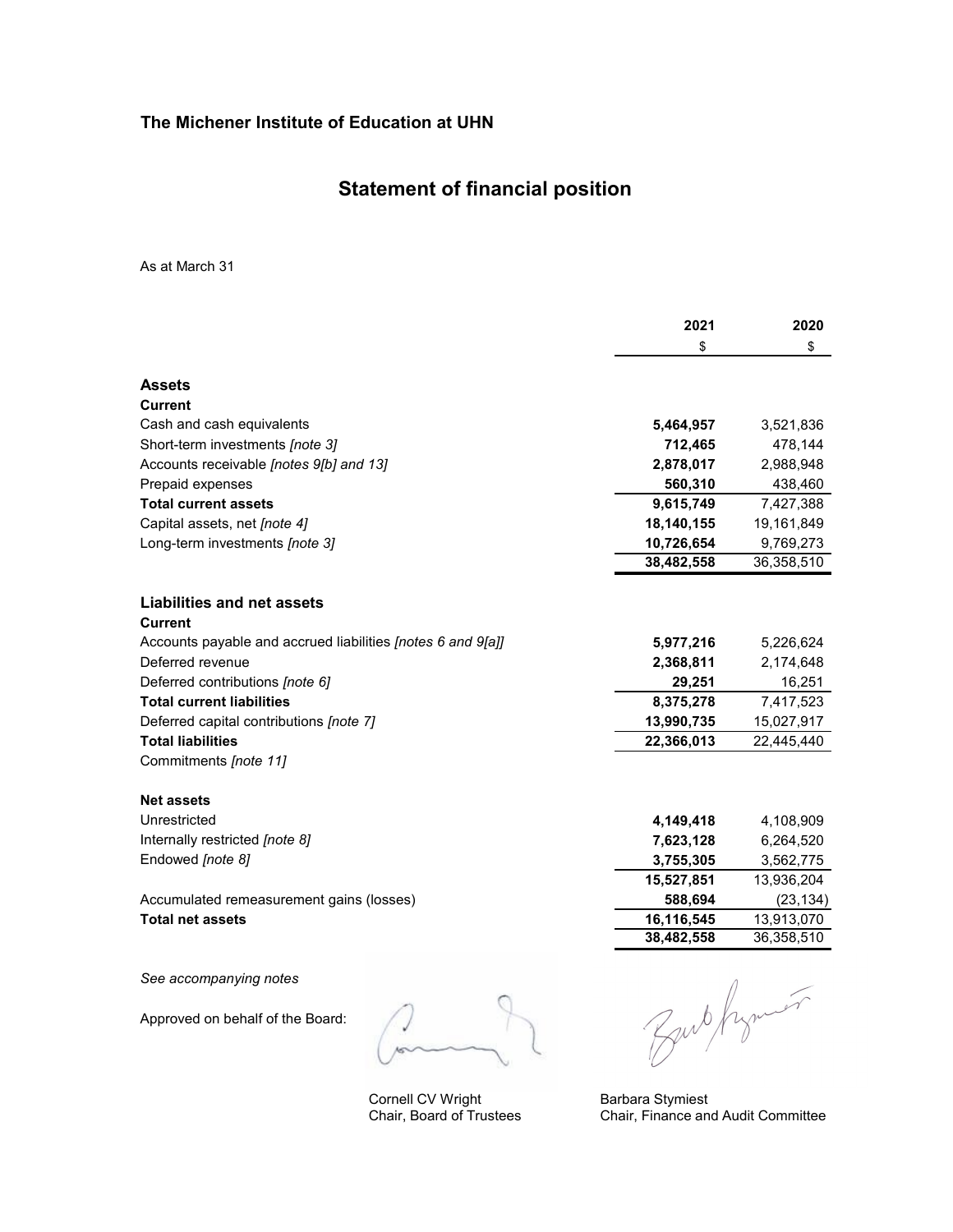**The Michener Institute of Education at UHN**

# Statement of financial position

As at March 31

| | 2021 | 2020 |
|---|---|---|
| | $ | $ |
| **Assets** | | |
| **Current** | | |
| Cash and cash equivalents | **5,464,957** | 3,521,836 |
| Short-term investments *[note 3]* | **712,465** | 478,144 |
| Accounts receivable *[notes 9[b] and 13]* | **2,878,017** | 2,988,948 |
| Prepaid expenses | **560,310** | 438,460 |
| **Total current assets** | **9,615,749** | 7,427,388 |
| Capital assets, net *[note 4]* | **18,140,155** | 19,161,849 |
| Long-term investments *[note 3]* | **10,726,654** | 9,769,273 |
| | **38,482,558** | 36,358,510 |
| | | |
| **Liabilities and net assets** | | |
| **Current** | | |
| Accounts payable and accrued liabilities *[notes 6 and 9[a]]* | **5,977,216** | 5,226,624 |
| Deferred revenue | **2,368,811** | 2,174,648 |
| Deferred contributions *[note 6]* | **29,251** | 16,251 |
| **Total current liabilities** | **8,375,278** | 7,417,523 |
| Deferred capital contributions *[note 7]* | **13,990,735** | 15,027,917 |
| **Total liabilities** | **22,366,013** | 22,445,440 |
| Commitments *[note 11]* | | |
| | | |
| **Net assets** | | |
| Unrestricted | **4,149,418** | 4,108,909 |
| Internally restricted *[note 8]* | **7,623,128** | 6,264,520 |
| Endowed *[note 8]* | **3,755,305** | 3,562,775 |
| | **15,527,851** | 13,936,204 |
| Accumulated remeasurement gains (losses) | **588,694** | (23,134) |
| **Total net assets** | **16,116,545** | 13,913,070 |
| | **38,482,558** | 36,358,510 |

*See accompanying notes*

Approved on behalf of the Board:

Cornell CV Wright
Chair, Board of Trustees

Barbara Stymiest
Chair, Finance and Audit Committee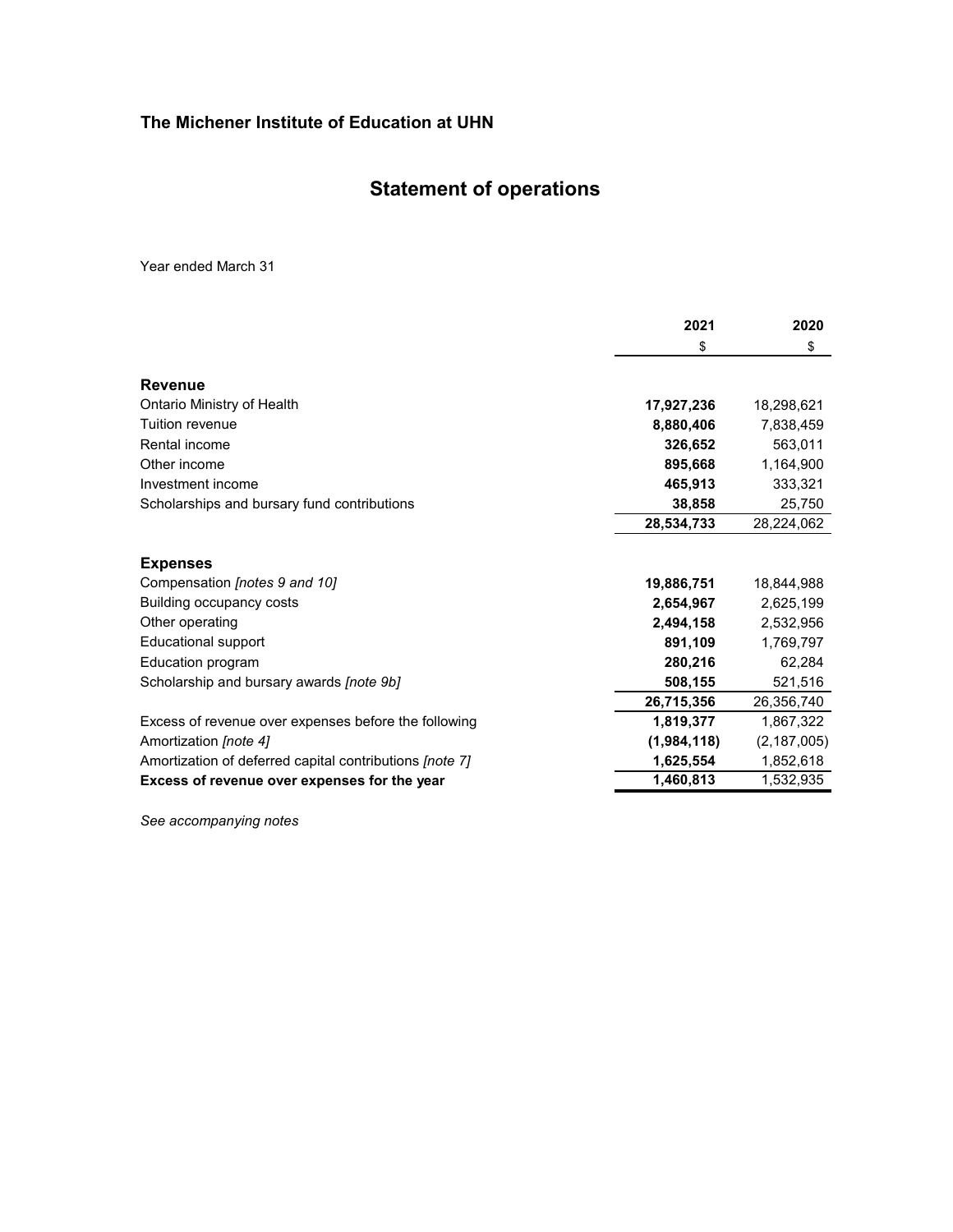**The Michener Institute of Education at UHN**

# Statement of operations

Year ended March 31

| | 2021 | 2020 |
|---|---|---|
| | $ | $ |
| **Revenue** | | |
| Ontario Ministry of Health | **17,927,236** | 18,298,621 |
| Tuition revenue | **8,880,406** | 7,838,459 |
| Rental income | **326,652** | 563,011 |
| Other income | **895,668** | 1,164,900 |
| Investment income | **465,913** | 333,321 |
| Scholarships and bursary fund contributions | **38,858** | 25,750 |
| | **28,534,733** | 28,224,062 |
| **Expenses** | | |
| Compensation *[notes 9 and 10]* | **19,886,751** | 18,844,988 |
| Building occupancy costs | **2,654,967** | 2,625,199 |
| Other operating | **2,494,158** | 2,532,956 |
| Educational support | **891,109** | 1,769,797 |
| Education program | **280,216** | 62,284 |
| Scholarship and bursary awards *[note 9b]* | **508,155** | 521,516 |
| | **26,715,356** | 26,356,740 |
| Excess of revenue over expenses before the following | **1,819,377** | 1,867,322 |
| Amortization *[note 4]* | **(1,984,118)** | (2,187,005) |
| Amortization of deferred capital contributions *[note 7]* | **1,625,554** | 1,852,618 |
| **Excess of revenue over expenses for the year** | **1,460,813** | 1,532,935 |

*See accompanying notes*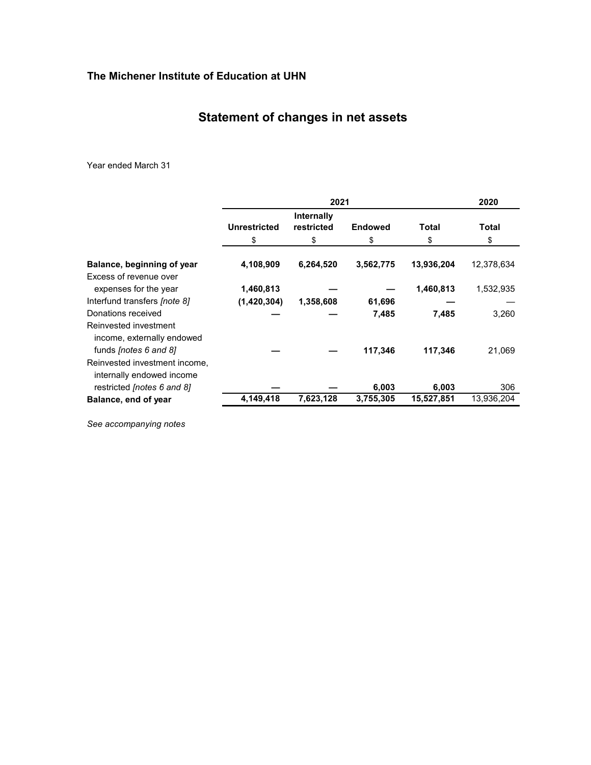**The Michener Institute of Education at UHN**

# Statement of changes in net assets

Year ended March 31

| | 2021 | | | | 2020 |
|---|---|---|---|---|---|
| | Unrestricted | Internally restricted | Endowed | Total | Total |
| | $ | $ | $ | $ | $ |
| **Balance, beginning of year** | **4,108,909** | **6,264,520** | **3,562,775** | **13,936,204** | 12,378,634 |
| Excess of revenue over expenses for the year | **1,460,813** | **—** | **—** | **1,460,813** | 1,532,935 |
| Interfund transfers *[note 8]* | **(1,420,304)** | **1,358,608** | **61,696** | **—** | — |
| Donations received | **—** | **—** | **7,485** | **7,485** | 3,260 |
| Reinvested investment income, externally endowed funds *[notes 6 and 8]* | **—** | **—** | **117,346** | **117,346** | 21,069 |
| Reinvested investment income, internally endowed income restricted *[notes 6 and 8]* | **—** | **—** | **6,003** | **6,003** | 306 |
| **Balance, end of year** | **4,149,418** | **7,623,128** | **3,755,305** | **15,527,851** | 13,936,204 |

*See accompanying notes*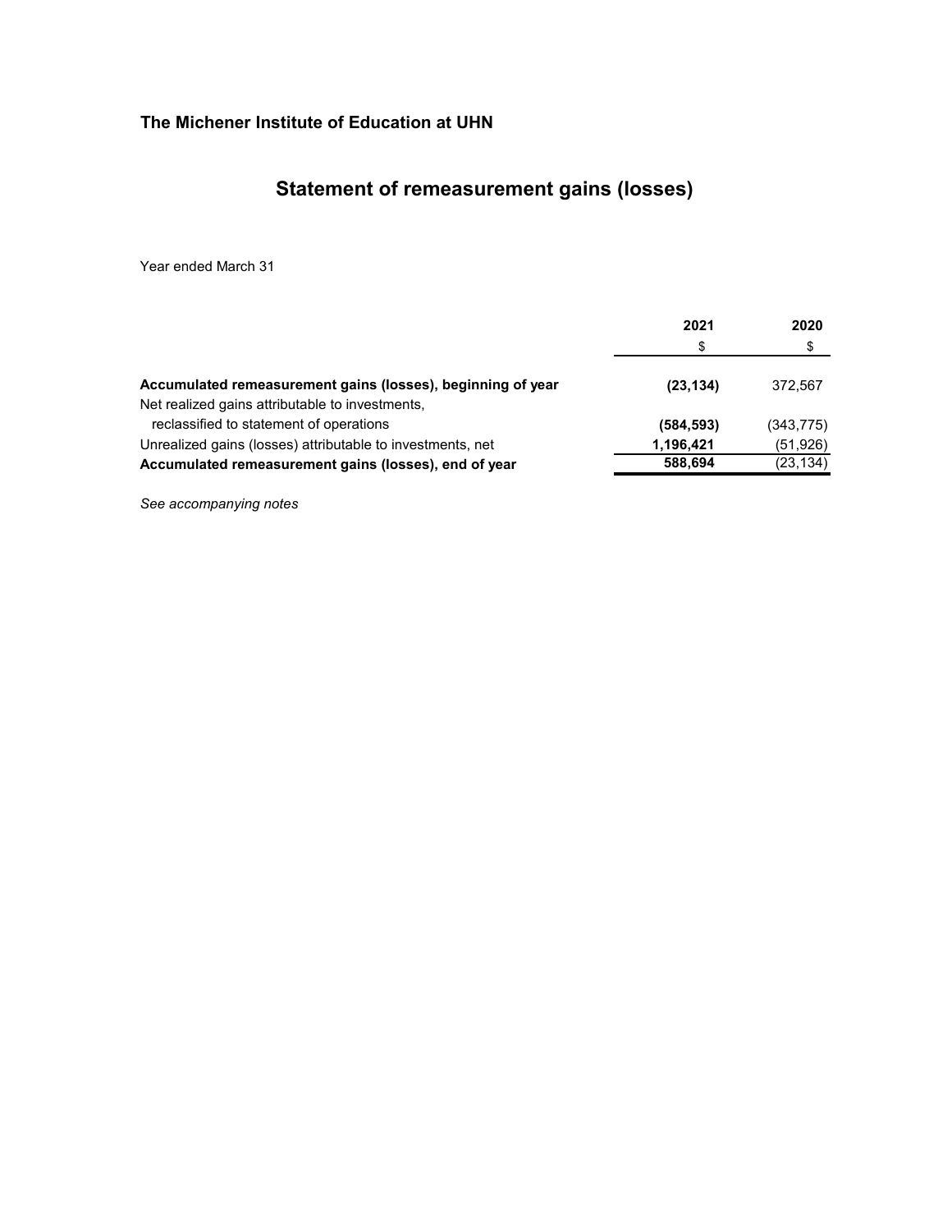**The Michener Institute of Education at UHN**

# Statement of remeasurement gains (losses)

Year ended March 31

| | 2021 | 2020 |
|---|---|---|
| | $ | $ |
| **Accumulated remeasurement gains (losses), beginning of year** | **(23,134)** | 372,567 |
| Net realized gains attributable to investments, reclassified to statement of operations | **(584,593)** | (343,775) |
| Unrealized gains (losses) attributable to investments, net | **1,196,421** | (51,926) |
| **Accumulated remeasurement gains (losses), end of year** | **588,694** | (23,134) |

*See accompanying notes*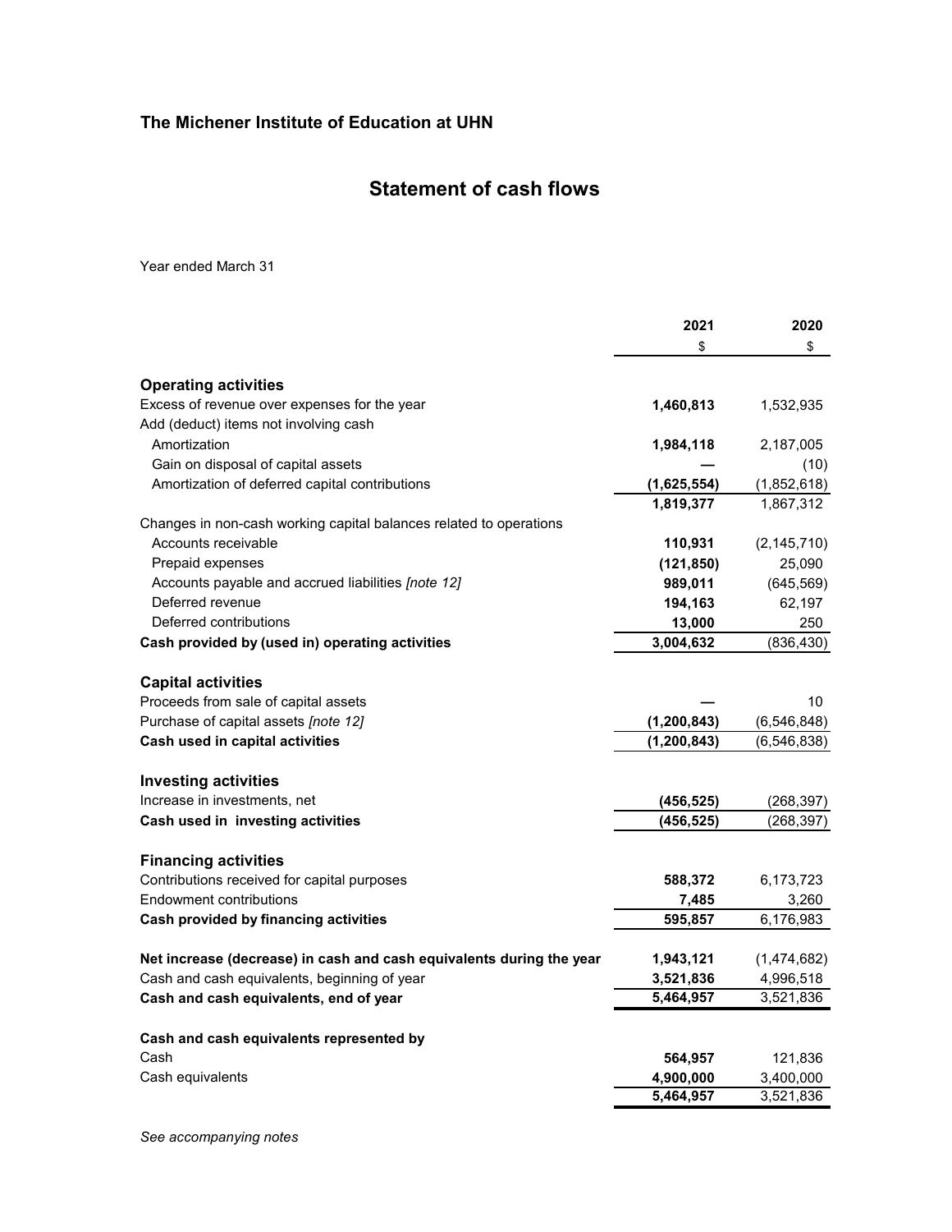**The Michener Institute of Education at UHN**

# Statement of cash flows

Year ended March 31

| | 2021 | 2020 |
|---|---|---|
| | $ | $ |
| **Operating activities** | | |
| Excess of revenue over expenses for the year | **1,460,813** | 1,532,935 |
| Add (deduct) items not involving cash | | |
| Amortization | **1,984,118** | 2,187,005 |
| Gain on disposal of capital assets | **—** | (10) |
| Amortization of deferred capital contributions | **(1,625,554)** | (1,852,618) |
| | **1,819,377** | 1,867,312 |
| Changes in non-cash working capital balances related to operations | | |
| Accounts receivable | **110,931** | (2,145,710) |
| Prepaid expenses | **(121,850)** | 25,090 |
| Accounts payable and accrued liabilities *[note 12]* | **989,011** | (645,569) |
| Deferred revenue | **194,163** | 62,197 |
| Deferred contributions | **13,000** | 250 |
| **Cash provided by (used in) operating activities** | **3,004,632** | (836,430) |
| **Capital activities** | | |
| Proceeds from sale of capital assets | **—** | 10 |
| Purchase of capital assets *[note 12]* | **(1,200,843)** | (6,546,848) |
| **Cash used in capital activities** | **(1,200,843)** | (6,546,838) |
| **Investing activities** | | |
| Increase in investments, net | **(456,525)** | (268,397) |
| **Cash used in investing activities** | **(456,525)** | (268,397) |
| **Financing activities** | | |
| Contributions received for capital purposes | **588,372** | 6,173,723 |
| Endowment contributions | **7,485** | 3,260 |
| **Cash provided by financing activities** | **595,857** | 6,176,983 |
| **Net increase (decrease) in cash and cash equivalents during the year** | **1,943,121** | (1,474,682) |
| Cash and cash equivalents, beginning of year | **3,521,836** | 4,996,518 |
| **Cash and cash equivalents, end of year** | **5,464,957** | 3,521,836 |
| **Cash and cash equivalents represented by** | | |
| Cash | **564,957** | 121,836 |
| Cash equivalents | **4,900,000** | 3,400,000 |
| | **5,464,957** | 3,521,836 |

*See accompanying notes*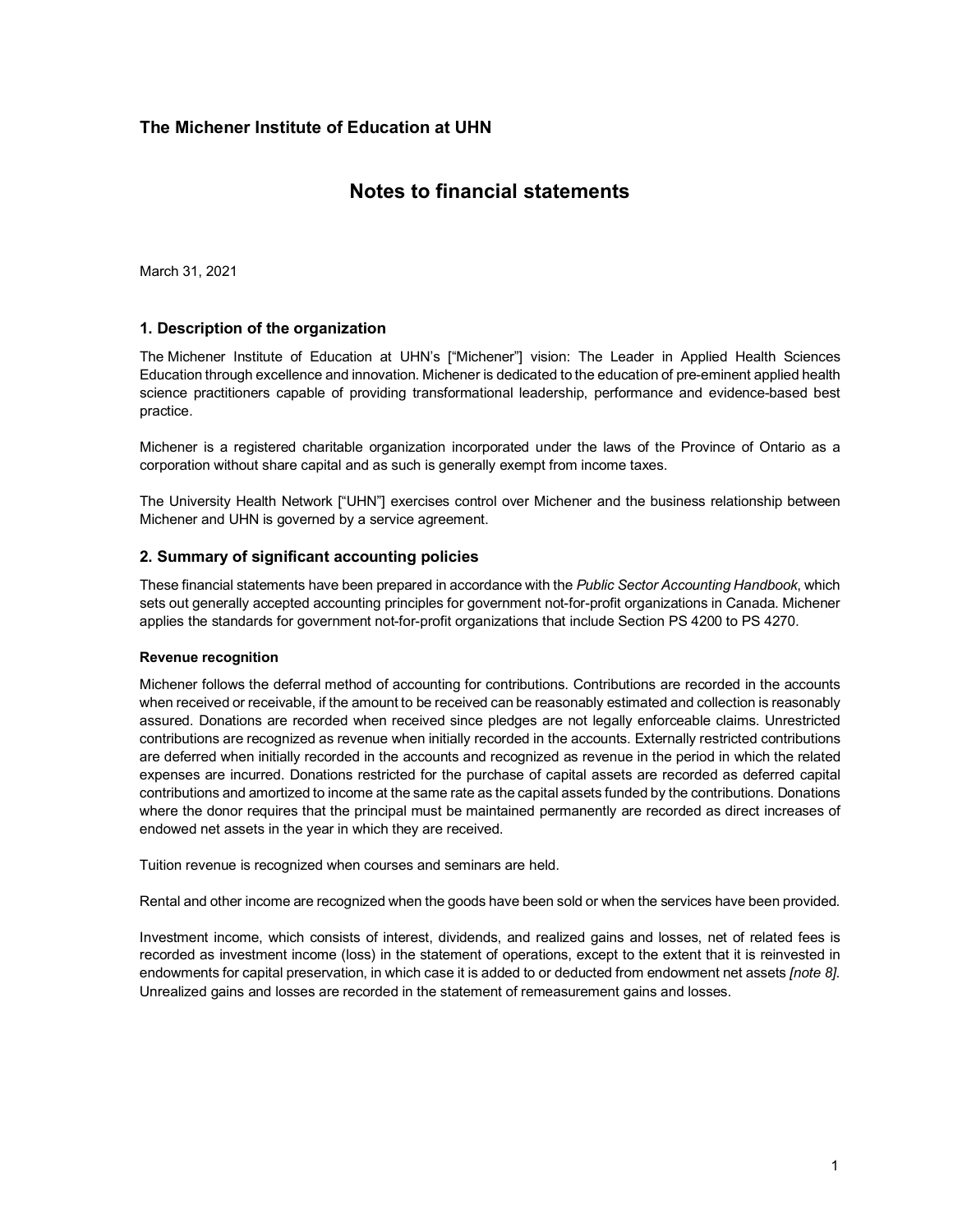# The Michener Institute of Education at UHN

## Notes to financial statements

March 31, 2021

### 1. Description of the organization

The Michener Institute of Education at UHN's ["Michener"] vision: The Leader in Applied Health Sciences Education through excellence and innovation. Michener is dedicated to the education of pre-eminent applied health science practitioners capable of providing transformational leadership, performance and evidence-based best practice.

Michener is a registered charitable organization incorporated under the laws of the Province of Ontario as a corporation without share capital and as such is generally exempt from income taxes.

The University Health Network ["UHN"] exercises control over Michener and the business relationship between Michener and UHN is governed by a service agreement.

### 2. Summary of significant accounting policies

These financial statements have been prepared in accordance with the *Public Sector Accounting Handbook*, which sets out generally accepted accounting principles for government not-for-profit organizations in Canada. Michener applies the standards for government not-for-profit organizations that include Section PS 4200 to PS 4270.

#### Revenue recognition

Michener follows the deferral method of accounting for contributions. Contributions are recorded in the accounts when received or receivable, if the amount to be received can be reasonably estimated and collection is reasonably assured. Donations are recorded when received since pledges are not legally enforceable claims. Unrestricted contributions are recognized as revenue when initially recorded in the accounts. Externally restricted contributions are deferred when initially recorded in the accounts and recognized as revenue in the period in which the related expenses are incurred. Donations restricted for the purchase of capital assets are recorded as deferred capital contributions and amortized to income at the same rate as the capital assets funded by the contributions. Donations where the donor requires that the principal must be maintained permanently are recorded as direct increases of endowed net assets in the year in which they are received.

Tuition revenue is recognized when courses and seminars are held.

Rental and other income are recognized when the goods have been sold or when the services have been provided.

Investment income, which consists of interest, dividends, and realized gains and losses, net of related fees is recorded as investment income (loss) in the statement of operations, except to the extent that it is reinvested in endowments for capital preservation, in which case it is added to or deducted from endowment net assets *[note 8]*. Unrealized gains and losses are recorded in the statement of remeasurement gains and losses.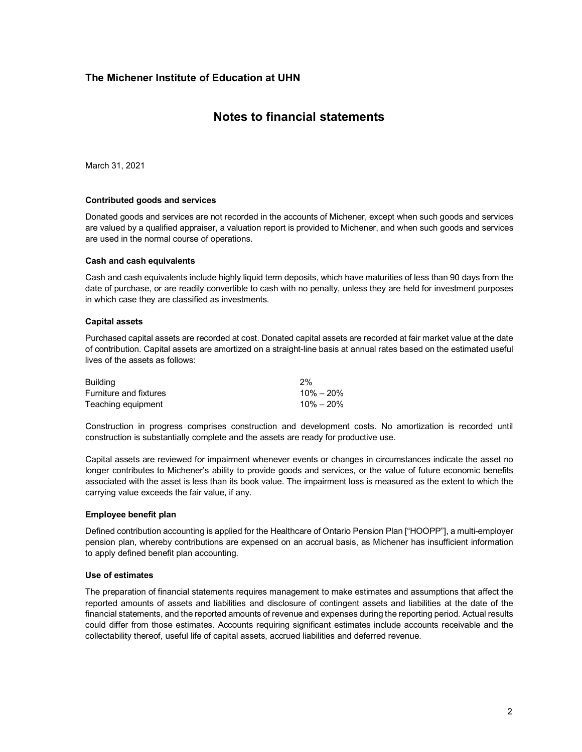# The Michener Institute of Education at UHN

## Notes to financial statements

March 31, 2021

**Contributed goods and services**

Donated goods and services are not recorded in the accounts of Michener, except when such goods and services are valued by a qualified appraiser, a valuation report is provided to Michener, and when such goods and services are used in the normal course of operations.

**Cash and cash equivalents**

Cash and cash equivalents include highly liquid term deposits, which have maturities of less than 90 days from the date of purchase, or are readily convertible to cash with no penalty, unless they are held for investment purposes in which case they are classified as investments.

**Capital assets**

Purchased capital assets are recorded at cost. Donated capital assets are recorded at fair market value at the date of contribution. Capital assets are amortized on a straight-line basis at annual rates based on the estimated useful lives of the assets as follows:

| | |
|---|---|
| Building | 2% |
| Furniture and fixtures | 10% – 20% |
| Teaching equipment | 10% – 20% |

Construction in progress comprises construction and development costs. No amortization is recorded until construction is substantially complete and the assets are ready for productive use.

Capital assets are reviewed for impairment whenever events or changes in circumstances indicate the asset no longer contributes to Michener's ability to provide goods and services, or the value of future economic benefits associated with the asset is less than its book value. The impairment loss is measured as the extent to which the carrying value exceeds the fair value, if any.

**Employee benefit plan**

Defined contribution accounting is applied for the Healthcare of Ontario Pension Plan ["HOOPP"], a multi-employer pension plan, whereby contributions are expensed on an accrual basis, as Michener has insufficient information to apply defined benefit plan accounting.

**Use of estimates**

The preparation of financial statements requires management to make estimates and assumptions that affect the reported amounts of assets and liabilities and disclosure of contingent assets and liabilities at the date of the financial statements, and the reported amounts of revenue and expenses during the reporting period. Actual results could differ from those estimates. Accounts requiring significant estimates include accounts receivable and the collectability thereof, useful life of capital assets, accrued liabilities and deferred revenue.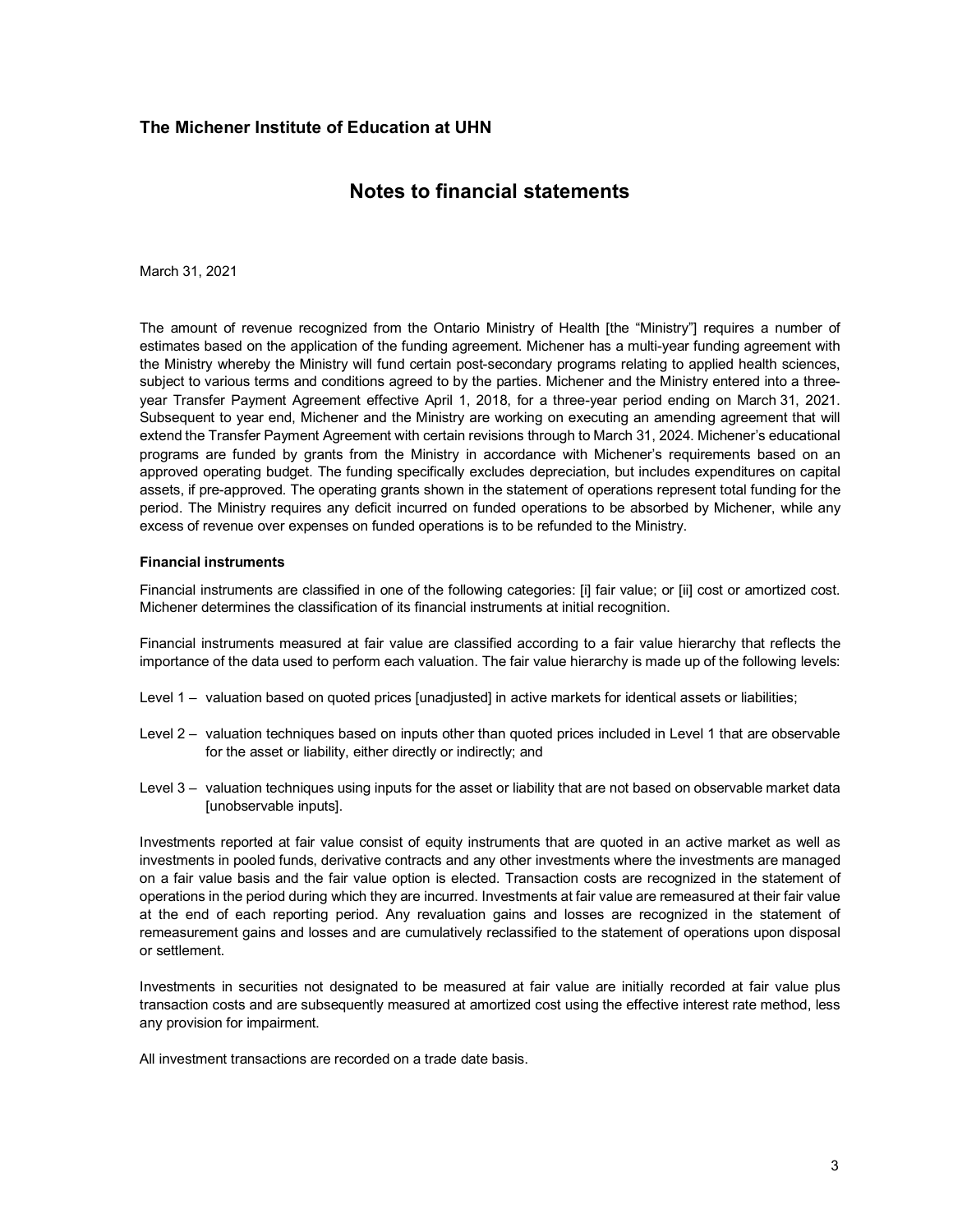The amount of revenue recognized from the Ontario Ministry of Health [the "Ministry"] requires a number of estimates based on the application of the funding agreement. Michener has a multi-year funding agreement with the Ministry whereby the Ministry will fund certain post-secondary programs relating to applied health sciences, subject to various terms and conditions agreed to by the parties. Michener and the Ministry entered into a three-year Transfer Payment Agreement effective April 1, 2018, for a three-year period ending on March 31, 2021. Subsequent to year end, Michener and the Ministry are working on executing an amending agreement that will extend the Transfer Payment Agreement with certain revisions through to March 31, 2024. Michener's educational programs are funded by grants from the Ministry in accordance with Michener's requirements based on an approved operating budget. The funding specifically excludes depreciation, but includes expenditures on capital assets, if pre-approved. The operating grants shown in the statement of operations represent total funding for the period. The Ministry requires any deficit incurred on funded operations to be absorbed by Michener, while any excess of revenue over expenses on funded operations is to be refunded to the Ministry.

**Financial instruments**

Financial instruments are classified in one of the following categories: [i] fair value; or [ii] cost or amortized cost. Michener determines the classification of its financial instruments at initial recognition.

Financial instruments measured at fair value are classified according to a fair value hierarchy that reflects the importance of the data used to perform each valuation. The fair value hierarchy is made up of the following levels:

Level 1 – valuation based on quoted prices [unadjusted] in active markets for identical assets or liabilities;

Level 2 – valuation techniques based on inputs other than quoted prices included in Level 1 that are observable for the asset or liability, either directly or indirectly; and

Level 3 – valuation techniques using inputs for the asset or liability that are not based on observable market data [unobservable inputs].

Investments reported at fair value consist of equity instruments that are quoted in an active market as well as investments in pooled funds, derivative contracts and any other investments where the investments are managed on a fair value basis and the fair value option is elected. Transaction costs are recognized in the statement of operations in the period during which they are incurred. Investments at fair value are remeasured at their fair value at the end of each reporting period. Any revaluation gains and losses are recognized in the statement of remeasurement gains and losses and are cumulatively reclassified to the statement of operations upon disposal or settlement.

Investments in securities not designated to be measured at fair value are initially recorded at fair value plus transaction costs and are subsequently measured at amortized cost using the effective interest rate method, less any provision for impairment.

All investment transactions are recorded on a trade date basis.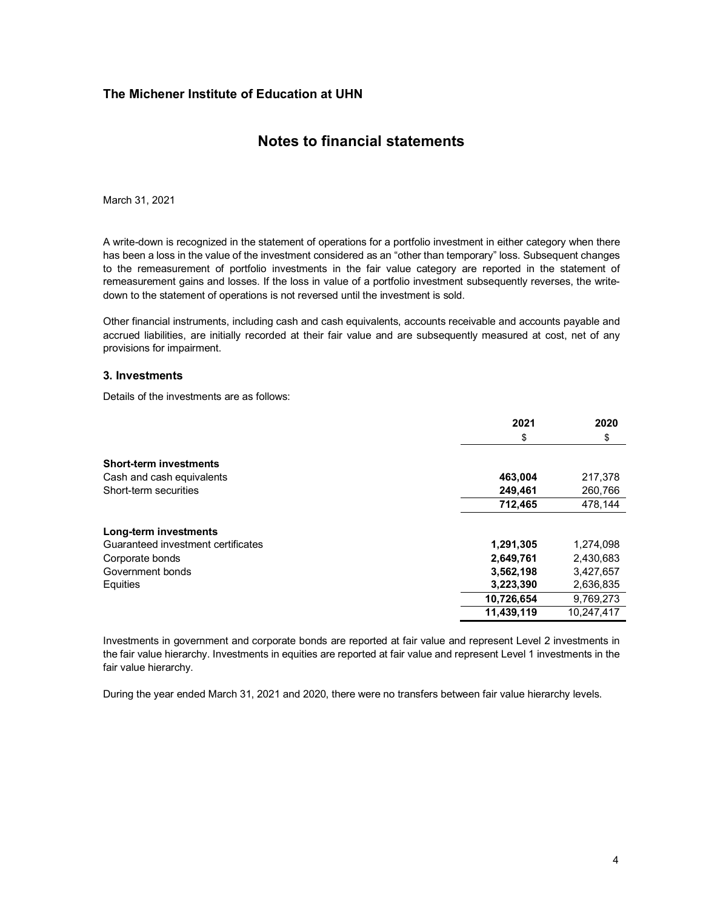# The Michener Institute of Education at UHN

## Notes to financial statements

March 31, 2021

A write-down is recognized in the statement of operations for a portfolio investment in either category when there has been a loss in the value of the investment considered as an "other than temporary" loss. Subsequent changes to the remeasurement of portfolio investments in the fair value category are reported in the statement of remeasurement gains and losses. If the loss in value of a portfolio investment subsequently reverses, the write-down to the statement of operations is not reversed until the investment is sold.

Other financial instruments, including cash and cash equivalents, accounts receivable and accounts payable and accrued liabilities, are initially recorded at their fair value and are subsequently measured at cost, net of any provisions for impairment.

### 3. Investments

Details of the investments are as follows:

| | 2021 | 2020 |
|---|---|---|
| | $ | $ |
| **Short-term investments** | | |
| Cash and cash equivalents | **463,004** | 217,378 |
| Short-term securities | **249,461** | 260,766 |
| | **712,465** | 478,144 |
| **Long-term investments** | | |
| Guaranteed investment certificates | **1,291,305** | 1,274,098 |
| Corporate bonds | **2,649,761** | 2,430,683 |
| Government bonds | **3,562,198** | 3,427,657 |
| Equities | **3,223,390** | 2,636,835 |
| | **10,726,654** | 9,769,273 |
| | **11,439,119** | 10,247,417 |

Investments in government and corporate bonds are reported at fair value and represent Level 2 investments in the fair value hierarchy. Investments in equities are reported at fair value and represent Level 1 investments in the fair value hierarchy.

During the year ended March 31, 2021 and 2020, there were no transfers between fair value hierarchy levels.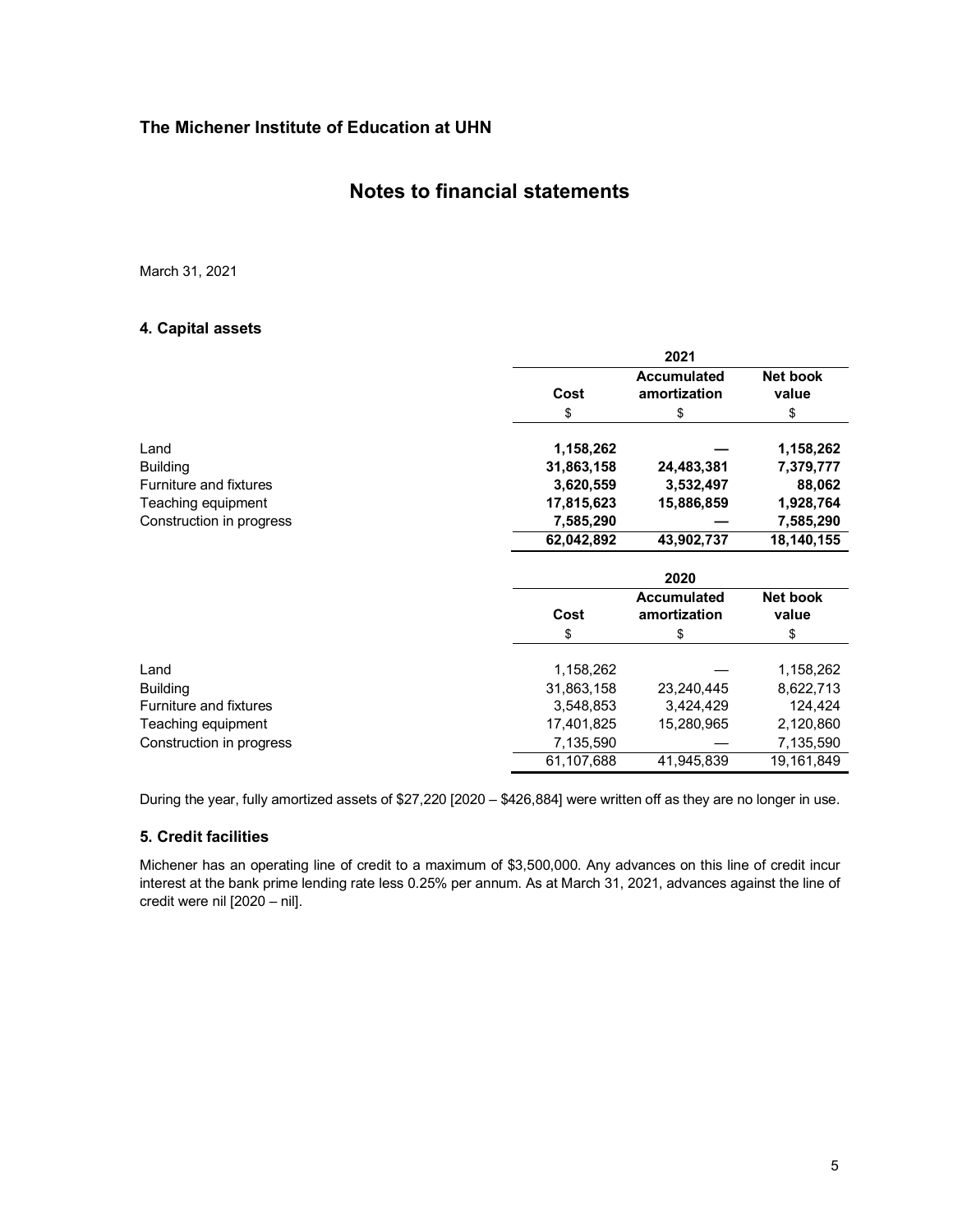The Michener Institute of Education at UHN

# Notes to financial statements

March 31, 2021

## 4. Capital assets

| | 2021 | | |
|---|---|---|---|
| | Cost | Accumulated amortization | Net book value |
| | $ | $ | $ |
| Land | **1,158,262** | **—** | **1,158,262** |
| Building | **31,863,158** | **24,483,381** | **7,379,777** |
| Furniture and fixtures | **3,620,559** | **3,532,497** | **88,062** |
| Teaching equipment | **17,815,623** | **15,886,859** | **1,928,764** |
| Construction in progress | **7,585,290** | **—** | **7,585,290** |
| | **62,042,892** | **43,902,737** | **18,140,155** |

| | 2020 | | |
|---|---|---|---|
| | Cost | Accumulated amortization | Net book value |
| | $ | $ | $ |
| Land | 1,158,262 | — | 1,158,262 |
| Building | 31,863,158 | 23,240,445 | 8,622,713 |
| Furniture and fixtures | 3,548,853 | 3,424,429 | 124,424 |
| Teaching equipment | 17,401,825 | 15,280,965 | 2,120,860 |
| Construction in progress | 7,135,590 | — | 7,135,590 |
| | 61,107,688 | 41,945,839 | 19,161,849 |

During the year, fully amortized assets of $27,220 [2020 – $426,884] were written off as they are no longer in use.

## 5. Credit facilities

Michener has an operating line of credit to a maximum of $3,500,000. Any advances on this line of credit incur interest at the bank prime lending rate less 0.25% per annum. As at March 31, 2021, advances against the line of credit were nil [2020 – nil].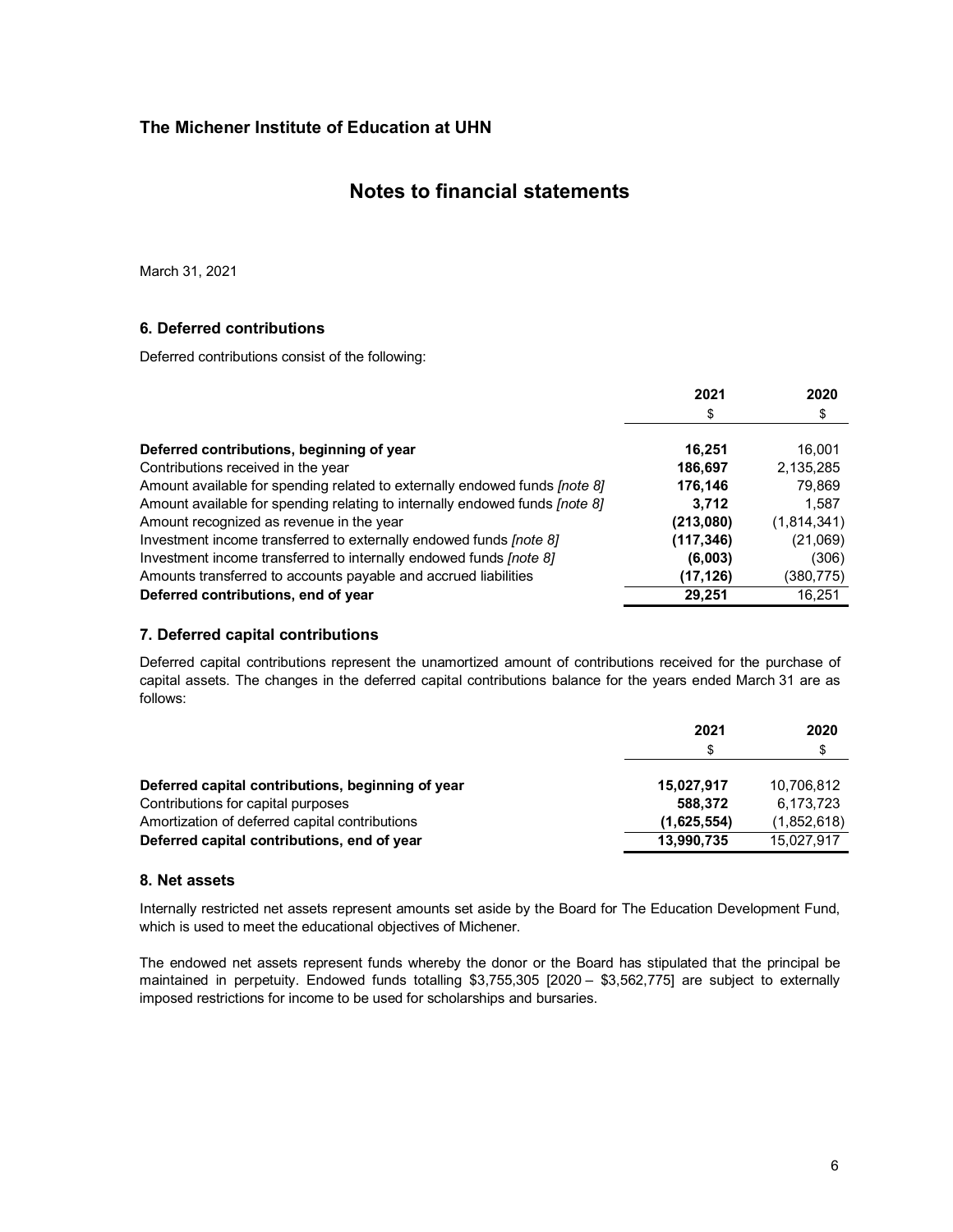## The Michener Institute of Education at UHN

# Notes to financial statements

March 31, 2021

### 6. Deferred contributions

Deferred contributions consist of the following:

| | 2021 | 2020 |
|---|---|---|
| | $ | $ |
| **Deferred contributions, beginning of year** | **16,251** | 16,001 |
| Contributions received in the year | **186,697** | 2,135,285 |
| Amount available for spending related to externally endowed funds *[note 8]* | **176,146** | 79,869 |
| Amount available for spending relating to internally endowed funds *[note 8]* | **3,712** | 1,587 |
| Amount recognized as revenue in the year | **(213,080)** | (1,814,341) |
| Investment income transferred to externally endowed funds *[note 8]* | **(117,346)** | (21,069) |
| Investment income transferred to internally endowed funds *[note 8]* | **(6,003)** | (306) |
| Amounts transferred to accounts payable and accrued liabilities | **(17,126)** | (380,775) |
| **Deferred contributions, end of year** | **29,251** | 16,251 |

### 7. Deferred capital contributions

Deferred capital contributions represent the unamortized amount of contributions received for the purchase of capital assets. The changes in the deferred capital contributions balance for the years ended March 31 are as follows:

| | 2021 | 2020 |
|---|---|---|
| | $ | $ |
| **Deferred capital contributions, beginning of year** | **15,027,917** | 10,706,812 |
| Contributions for capital purposes | **588,372** | 6,173,723 |
| Amortization of deferred capital contributions | **(1,625,554)** | (1,852,618) |
| **Deferred capital contributions, end of year** | **13,990,735** | 15,027,917 |

### 8. Net assets

Internally restricted net assets represent amounts set aside by the Board for The Education Development Fund, which is used to meet the educational objectives of Michener.

The endowed net assets represent funds whereby the donor or the Board has stipulated that the principal be maintained in perpetuity. Endowed funds totalling $3,755,305 [2020 – $3,562,775] are subject to externally imposed restrictions for income to be used for scholarships and bursaries.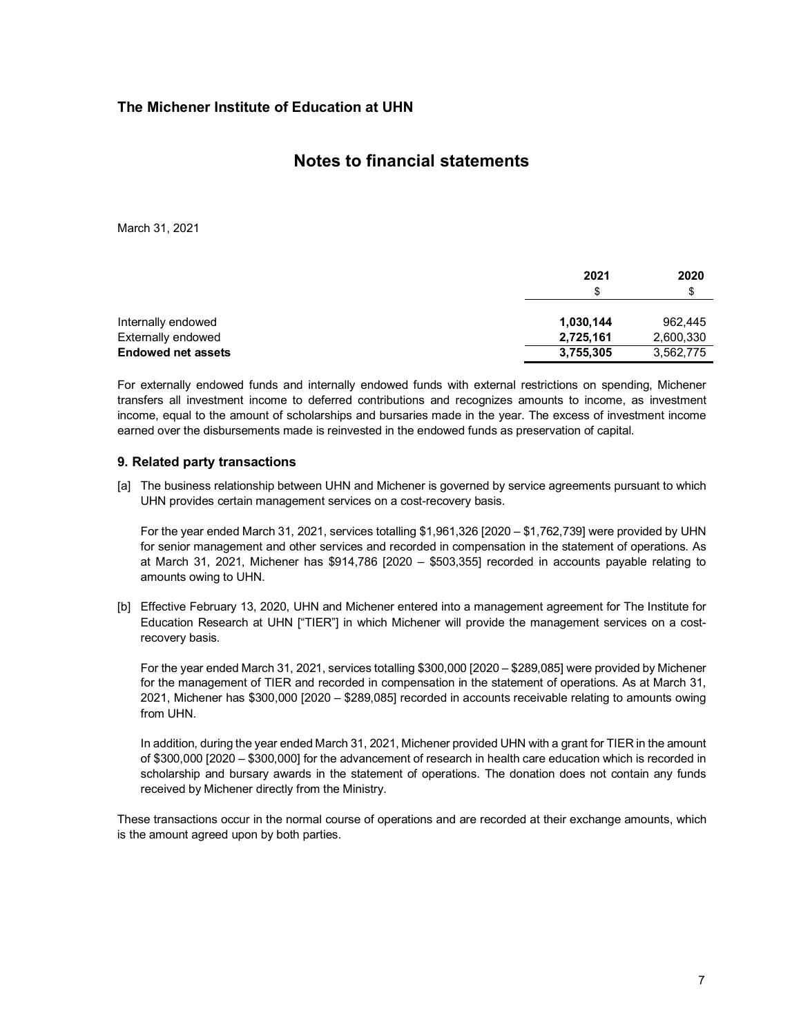March 31, 2021

| | 2021 | 2020 |
|---|---|---|
| | $ | $ |
| Internally endowed | **1,030,144** | 962,445 |
| Externally endowed | **2,725,161** | 2,600,330 |
| **Endowed net assets** | **3,755,305** | 3,562,775 |

For externally endowed funds and internally endowed funds with external restrictions on spending, Michener transfers all investment income to deferred contributions and recognizes amounts to income, as investment income, equal to the amount of scholarships and bursaries made in the year. The excess of investment income earned over the disbursements made is reinvested in the endowed funds as preservation of capital.

### 9. Related party transactions

[a] The business relationship between UHN and Michener is governed by service agreements pursuant to which UHN provides certain management services on a cost-recovery basis.

For the year ended March 31, 2021, services totalling $1,961,326 [2020 – $1,762,739] were provided by UHN for senior management and other services and recorded in compensation in the statement of operations. As at March 31, 2021, Michener has $914,786 [2020 – $503,355] recorded in accounts payable relating to amounts owing to UHN.

[b] Effective February 13, 2020, UHN and Michener entered into a management agreement for The Institute for Education Research at UHN ["TIER"] in which Michener will provide the management services on a cost-recovery basis.

For the year ended March 31, 2021, services totalling $300,000 [2020 – $289,085] were provided by Michener for the management of TIER and recorded in compensation in the statement of operations. As at March 31, 2021, Michener has $300,000 [2020 – $289,085] recorded in accounts receivable relating to amounts owing from UHN.

In addition, during the year ended March 31, 2021, Michener provided UHN with a grant for TIER in the amount of $300,000 [2020 – $300,000] for the advancement of research in health care education which is recorded in scholarship and bursary awards in the statement of operations. The donation does not contain any funds received by Michener directly from the Ministry.

These transactions occur in the normal course of operations and are recorded at their exchange amounts, which is the amount agreed upon by both parties.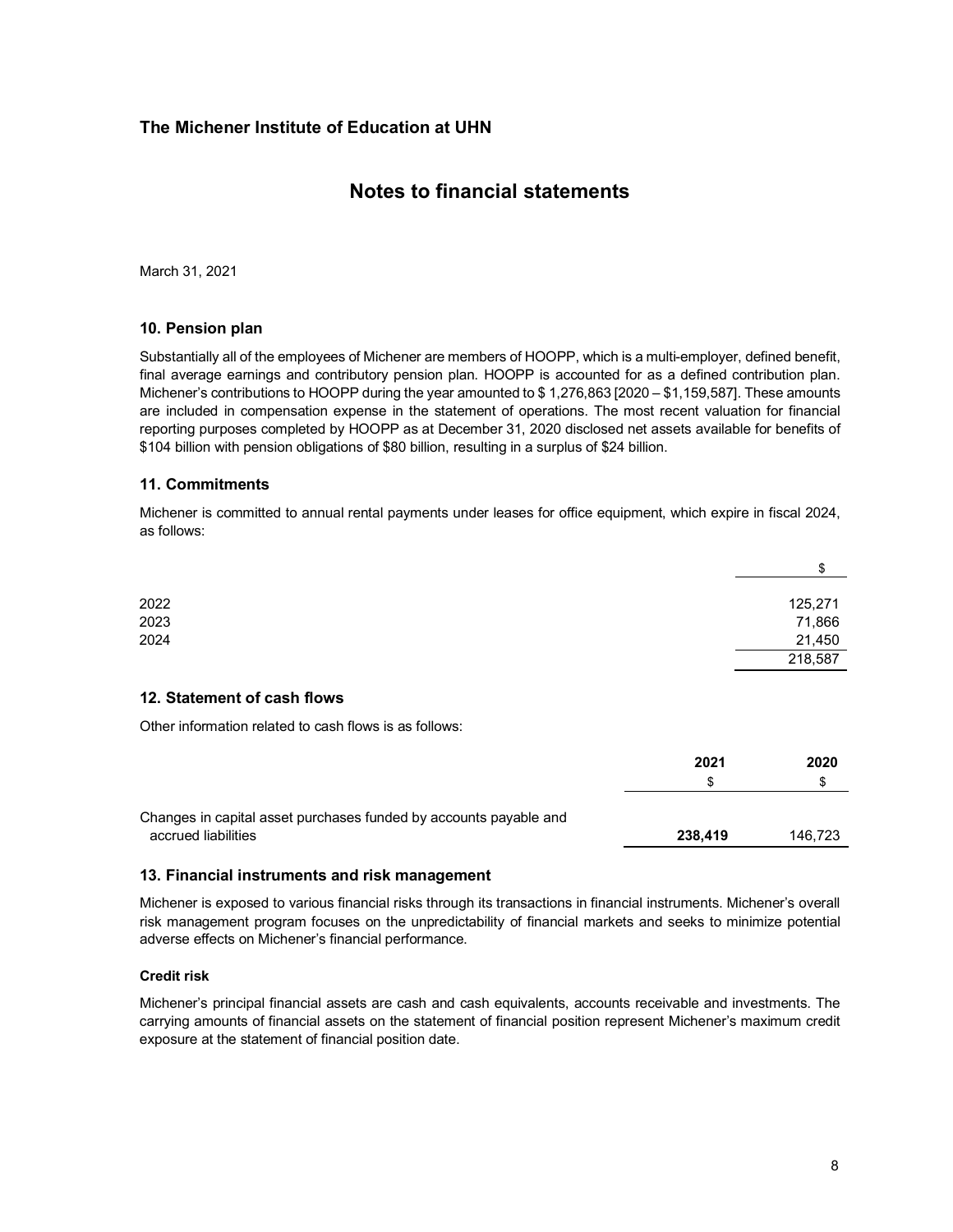## The Michener Institute of Education at UHN

# Notes to financial statements

March 31, 2021

### 10. Pension plan

Substantially all of the employees of Michener are members of HOOPP, which is a multi-employer, defined benefit, final average earnings and contributory pension plan. HOOPP is accounted for as a defined contribution plan. Michener's contributions to HOOPP during the year amounted to $ 1,276,863 [2020 – $1,159,587]. These amounts are included in compensation expense in the statement of operations. The most recent valuation for financial reporting purposes completed by HOOPP as at December 31, 2020 disclosed net assets available for benefits of $104 billion with pension obligations of $80 billion, resulting in a surplus of $24 billion.

### 11. Commitments

Michener is committed to annual rental payments under leases for office equipment, which expire in fiscal 2024, as follows:

| | $ |
|---|---|
| 2022 | 125,271 |
| 2023 | 71,866 |
| 2024 | 21,450 |
| | 218,587 |

### 12. Statement of cash flows

Other information related to cash flows is as follows:

| | 2021 | 2020 |
|---|---|---|
| | $ | $ |
| Changes in capital asset purchases funded by accounts payable and accrued liabilities | **238,419** | 146,723 |

### 13. Financial instruments and risk management

Michener is exposed to various financial risks through its transactions in financial instruments. Michener's overall risk management program focuses on the unpredictability of financial markets and seeks to minimize potential adverse effects on Michener's financial performance.

#### Credit risk

Michener's principal financial assets are cash and cash equivalents, accounts receivable and investments. The carrying amounts of financial assets on the statement of financial position represent Michener's maximum credit exposure at the statement of financial position date.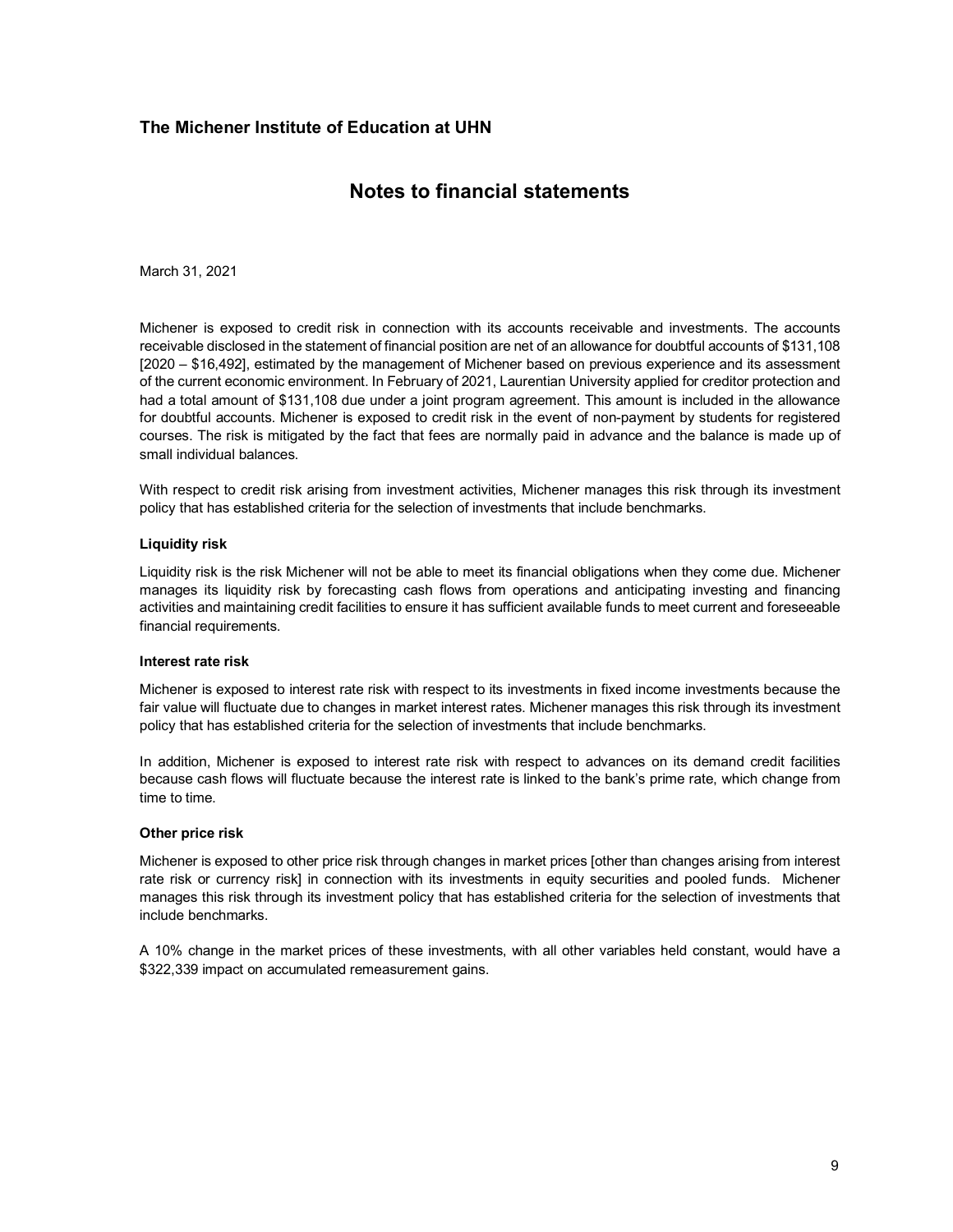# The Michener Institute of Education at UHN

## Notes to financial statements

March 31, 2021

Michener is exposed to credit risk in connection with its accounts receivable and investments. The accounts receivable disclosed in the statement of financial position are net of an allowance for doubtful accounts of $131,108 [2020 – $16,492], estimated by the management of Michener based on previous experience and its assessment of the current economic environment. In February of 2021, Laurentian University applied for creditor protection and had a total amount of $131,108 due under a joint program agreement. This amount is included in the allowance for doubtful accounts. Michener is exposed to credit risk in the event of non-payment by students for registered courses. The risk is mitigated by the fact that fees are normally paid in advance and the balance is made up of small individual balances.

With respect to credit risk arising from investment activities, Michener manages this risk through its investment policy that has established criteria for the selection of investments that include benchmarks.

#### Liquidity risk

Liquidity risk is the risk Michener will not be able to meet its financial obligations when they come due. Michener manages its liquidity risk by forecasting cash flows from operations and anticipating investing and financing activities and maintaining credit facilities to ensure it has sufficient available funds to meet current and foreseeable financial requirements.

#### Interest rate risk

Michener is exposed to interest rate risk with respect to its investments in fixed income investments because the fair value will fluctuate due to changes in market interest rates. Michener manages this risk through its investment policy that has established criteria for the selection of investments that include benchmarks.

In addition, Michener is exposed to interest rate risk with respect to advances on its demand credit facilities because cash flows will fluctuate because the interest rate is linked to the bank's prime rate, which change from time to time.

#### Other price risk

Michener is exposed to other price risk through changes in market prices [other than changes arising from interest rate risk or currency risk] in connection with its investments in equity securities and pooled funds. Michener manages this risk through its investment policy that has established criteria for the selection of investments that include benchmarks.

A 10% change in the market prices of these investments, with all other variables held constant, would have a $322,339 impact on accumulated remeasurement gains.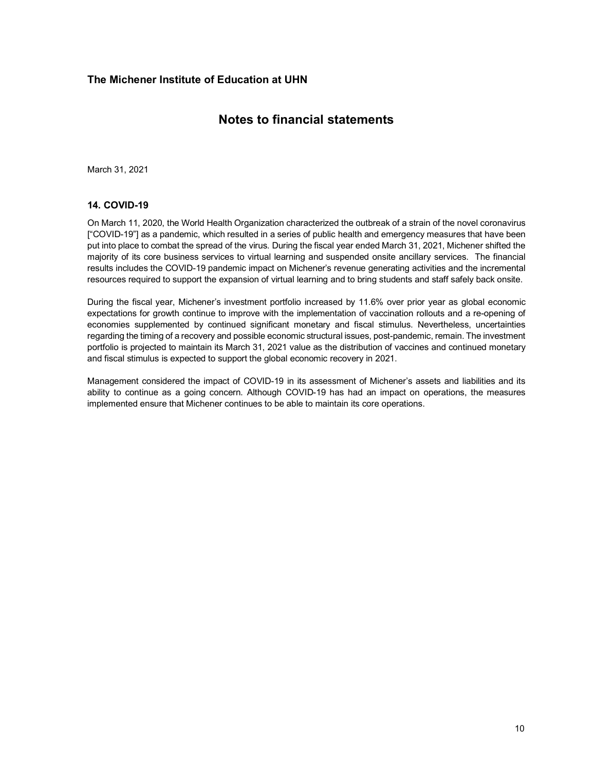## 14. COVID-19

On March 11, 2020, the World Health Organization characterized the outbreak of a strain of the novel coronavirus ["COVID-19"] as a pandemic, which resulted in a series of public health and emergency measures that have been put into place to combat the spread of the virus. During the fiscal year ended March 31, 2021, Michener shifted the majority of its core business services to virtual learning and suspended onsite ancillary services. The financial results includes the COVID-19 pandemic impact on Michener's revenue generating activities and the incremental resources required to support the expansion of virtual learning and to bring students and staff safely back onsite.

During the fiscal year, Michener's investment portfolio increased by 11.6% over prior year as global economic expectations for growth continue to improve with the implementation of vaccination rollouts and a re-opening of economies supplemented by continued significant monetary and fiscal stimulus. Nevertheless, uncertainties regarding the timing of a recovery and possible economic structural issues, post-pandemic, remain. The investment portfolio is projected to maintain its March 31, 2021 value as the distribution of vaccines and continued monetary and fiscal stimulus is expected to support the global economic recovery in 2021.

Management considered the impact of COVID-19 in its assessment of Michener's assets and liabilities and its ability to continue as a going concern. Although COVID-19 has had an impact on operations, the measures implemented ensure that Michener continues to be able to maintain its core operations.